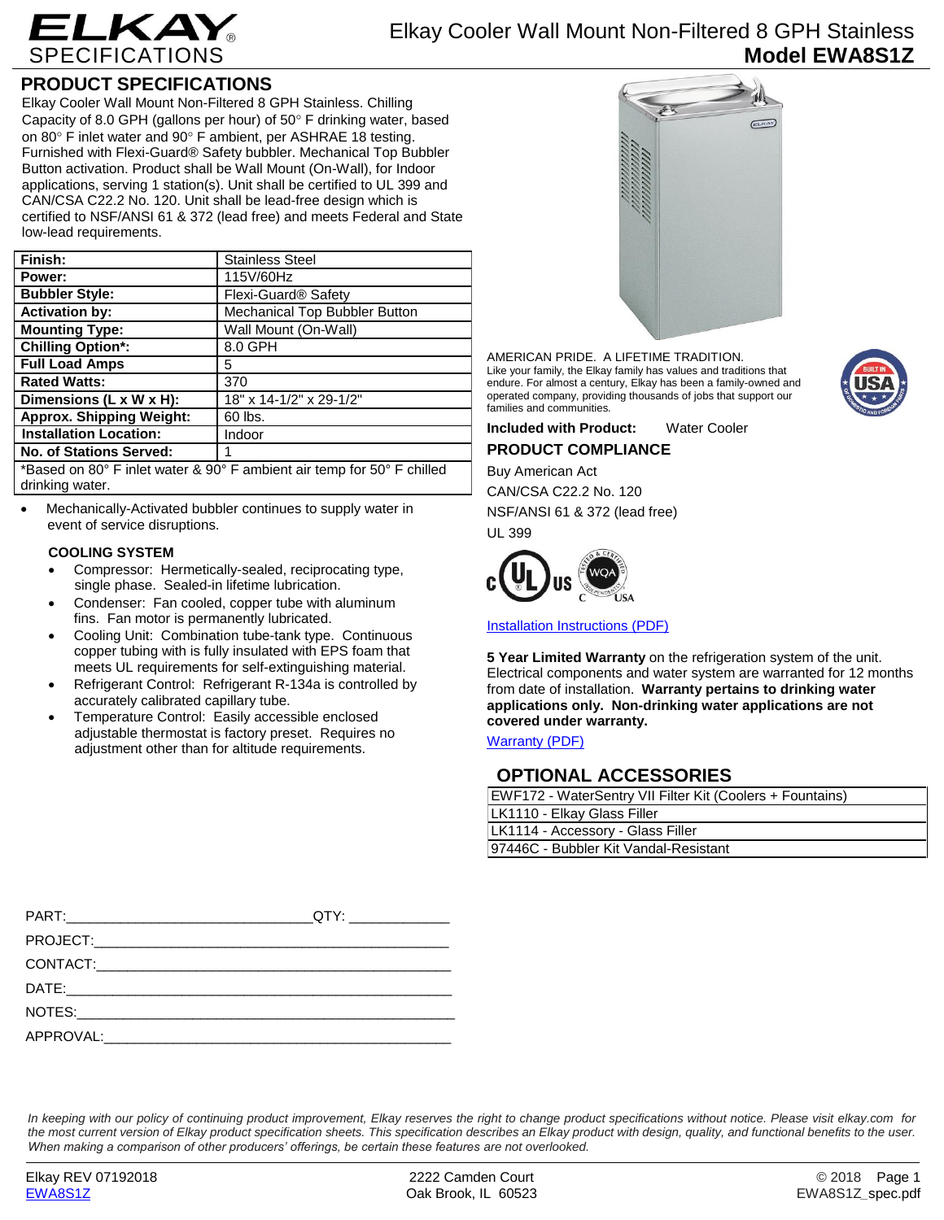# Elkay Cooler Wall Mount Non-Filtered 8 GPH Stainless

## Model EWA8S1Z

## PRODUCT SPECIFICATIONS

Elkay Cooler Wall Mount Non-Filtered 8 GPH Stainless. Chilling Capacity of 8.0 GPH (gallons per hour) of 50° F drinking water, based on 80° F inlet water and 90° F ambient, per ASHRAE 18 testing. Furnished with Flexi-Guard® Safety bubbler. Mechanical Top Bubbler Button activation. Product shall be Wall Mount (On-Wall), for Indoor applications, serving 1 station(s). Unit shall be certified to UL 399 and CAN/CSA C22.2 No. 120. Unit shall be lead-free design which is certified to NSF/ANSI 61 & 372 (lead free) and meets Federal and State low-lead requirements.

| | |
|---|---|
| **Finish:** | Stainless Steel |
| **Power:** | 115V/60Hz |
| **Bubbler Style:** | Flexi-Guard® Safety |
| **Activation by:** | Mechanical Top Bubbler Button |
| **Mounting Type:** | Wall Mount (On-Wall) |
| **Chilling Option*:** | 8.0 GPH |
| **Full Load Amps** | 5 |
| **Rated Watts:** | 370 |
| **Dimensions (L x W x H):** | 18" x 14-1/2" x 29-1/2" |
| **Approx. Shipping Weight:** | 60 lbs. |
| **Installation Location:** | Indoor |
| **No. of Stations Served:** | 1 |
| *Based on 80° F inlet water & 90° F ambient air temp for 50° F chilled drinking water. | |

- Mechanically-Activated bubbler continues to supply water in event of service disruptions.

**COOLING SYSTEM**

- Compressor: Hermetically-sealed, reciprocating type, single phase. Sealed-in lifetime lubrication.
- Condenser: Fan cooled, copper tube with aluminum fins. Fan motor is permanently lubricated.
- Cooling Unit: Combination tube-tank type. Continuous copper tubing with is fully insulated with EPS foam that meets UL requirements for self-extinguishing material.
- Refrigerant Control: Refrigerant R-134a is controlled by accurately calibrated capillary tube.
- Temperature Control: Easily accessible enclosed adjustable thermostat is factory preset. Requires no adjustment other than for altitude requirements.

AMERICAN PRIDE. A LIFETIME TRADITION.
Like your family, the Elkay family has values and traditions that endure. For almost a century, Elkay has been a family-owned and operated company, providing thousands of jobs that support our families and communities.

**Included with Product:** Water Cooler

## PRODUCT COMPLIANCE

Buy American Act
CAN/CSA C22.2 No. 120
NSF/ANSI 61 & 372 (lead free)
UL 399

Installation Instructions (PDF)

**5 Year Limited Warranty** on the refrigeration system of the unit. Electrical components and water system are warranted for 12 months from date of installation. **Warranty pertains to drinking water applications only. Non-drinking water applications are not covered under warranty.**

Warranty (PDF)

## OPTIONAL ACCESSORIES

| |
|---|
| EWF172 - WaterSentry VII Filter Kit (Coolers + Fountains) |
| LK1110 - Elkay Glass Filler |
| LK1114 - Accessory - Glass Filler |
| 97446C - Bubbler Kit Vandal-Resistant |

PART:_______________________________QTY: ____________
PROJECT:_____________________________________________
CONTACT:_____________________________________________
DATE:________________________________________________
NOTES:_______________________________________________
APPROVAL:____________________________________________

*In keeping with our policy of continuing product improvement, Elkay reserves the right to change product specifications without notice. Please visit elkay.com for the most current version of Elkay product specification sheets. This specification describes an Elkay product with design, quality, and functional benefits to the user. When making a comparison of other producers' offerings, be certain these features are not overlooked.*

Elkay REV 07192018 | 2222 Camden Court, Oak Brook, IL 60523 | © 2018 | EWA8S1Z_spec.pdf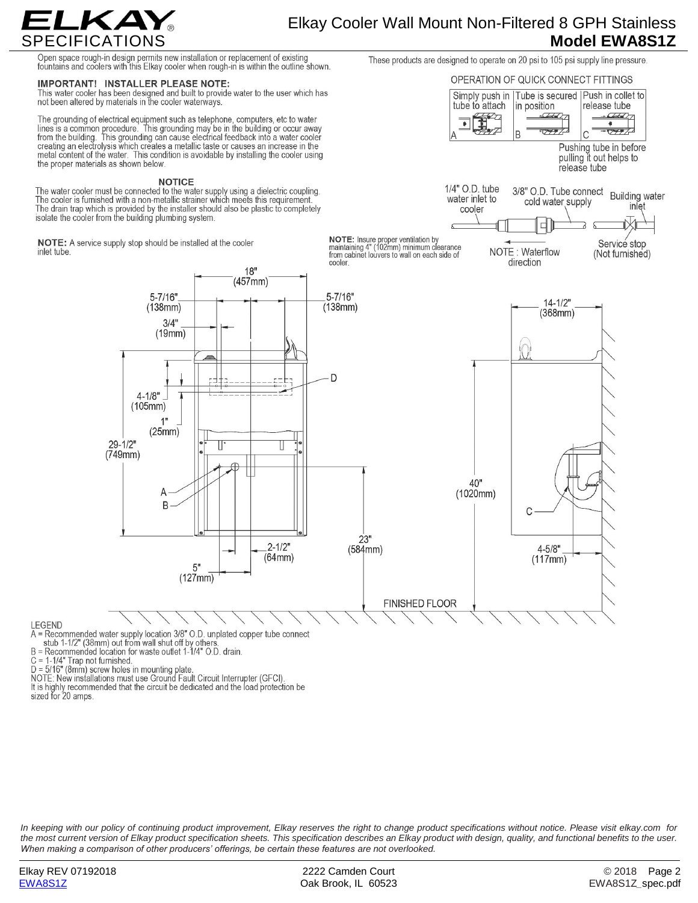# ELKAY SPECIFICATIONS

## Elkay Cooler Wall Mount Non-Filtered 8 GPH Stainless
## Model EWA8S1Z

Open space rough-in design permits new installation or replacement of existing fountains and coolers with this Elkay cooler when rough-in is within the outline shown.

These products are designed to operate on 20 psi to 105 psi supply line pressure.

**IMPORTANT! INSTALLER PLEASE NOTE:**
This water cooler has been designed and built to provide water to the user which has not been altered by materials in the cooler waterways.

The grounding of electrical equipment such as telephone, computers, etc to water lines is a common procedure. This grounding may be in the building or occur away from the building. This grounding can cause electrical feedback into a water cooler creating an electrolysis which creates a metallic taste or causes an increase in the metal content of the water. This condition is avoidable by installing the cooler using the proper materials as shown below.

**NOTICE**
The water cooler must be connected to the water supply using a dielectric coupling. The cooler is furnished with a non-metallic strainer which meets this requirement. The drain trap which is provided by the installer should also be plastic to completely isolate the cooler from the building plumbing system.

**NOTE:** A service supply stop should be installed at the cooler inlet tube.

OPERATION OF QUICK CONNECT FITTINGS

A: Simply push in tube to attach
B: Tube is secured in position
C: Push in collet to release tube

Pushing tube in before pulling it out helps to release tube

1/4" O.D. tube water inlet to cooler
3/8" O.D. Tube connect cold water supply
Building water inlet
Service stop (Not furnished)
NOTE : Waterflow direction

**NOTE:** Insure proper ventilation by maintaining 4" (102mm) minimum clearance from cabinet louvers to wall on each side of cooler.

18" (457mm)
5-7/16" (138mm)
5-7/16" (138mm)
3/4" (19mm)
4-1/8" (105mm)
1" (25mm)
29-1/2" (749mm)
D
A
B
2-1/2" (64mm)
5" (127mm)
23" (584mm)
14-1/2" (368mm)
40" (1020mm)
C
4-5/8" (117mm)
FINISHED FLOOR

LEGEND
A = Recommended water supply location 3/8" O.D. unplated copper tube connect stub 1-1/2" (38mm) out from wall shut off by others.
B = Recommended location for waste outlet 1-1/4" O.D. drain.
C = 1-1/4" Trap not furnished.
D = 5/16" (8mm) screw holes in mounting plate.
NOTE: New installations must use Ground Fault Circuit Interrupter (GFCI).
It is highly recommended that the circuit be dedicated and the load protection be sized for 20 amps.

*In keeping with our policy of continuing product improvement, Elkay reserves the right to change product specifications without notice. Please visit elkay.com for the most current version of Elkay product specification sheets. This specification describes an Elkay product with design, quality, and functional benefits to the user. When making a comparison of other producers' offerings, be certain these features are not overlooked.*

Elkay REV 07192018
EWA8S1Z

2222 Camden Court
Oak Brook, IL 60523

© 2018
EWA8S1Z_spec.pdf